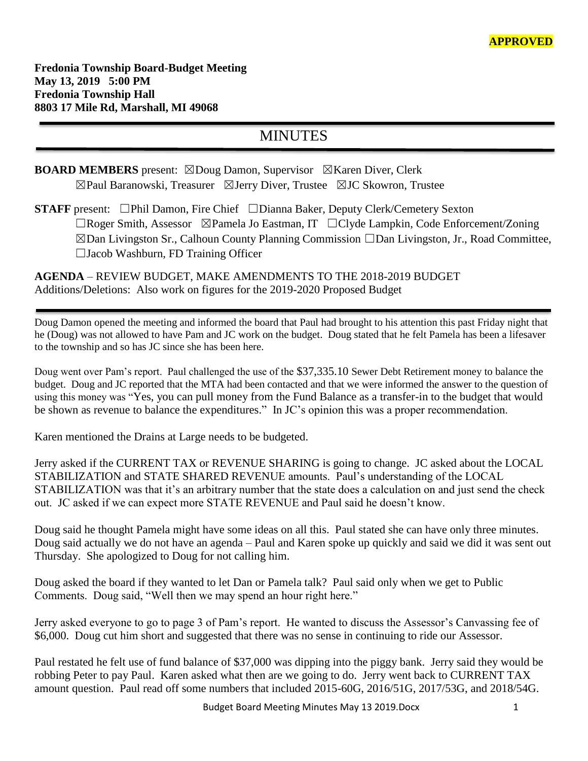**APPROVED**

**Fredonia Township Board-Budget Meeting**
**May 13, 2019 5:00 PM**
**Fredonia Township Hall**
**8803 17 Mile Rd, Marshall, MI 49068**

# MINUTES

**BOARD MEMBERS** present: ☒Doug Damon, Supervisor ☒Karen Diver, Clerk ☒Paul Baranowski, Treasurer ☒Jerry Diver, Trustee ☒JC Skowron, Trustee

**STAFF** present: ☐Phil Damon, Fire Chief ☐Dianna Baker, Deputy Clerk/Cemetery Sexton ☐Roger Smith, Assessor ☒Pamela Jo Eastman, IT ☐Clyde Lampkin, Code Enforcement/Zoning ☒Dan Livingston Sr., Calhoun County Planning Commission ☐Dan Livingston, Jr., Road Committee, ☐Jacob Washburn, FD Training Officer

**AGENDA** – REVIEW BUDGET, MAKE AMENDMENTS TO THE 2018-2019 BUDGET
Additions/Deletions: Also work on figures for the 2019-2020 Proposed Budget

Doug Damon opened the meeting and informed the board that Paul had brought to his attention this past Friday night that he (Doug) was not allowed to have Pam and JC work on the budget. Doug stated that he felt Pamela has been a lifesaver to the township and so has JC since she has been here.

Doug went over Pam's report. Paul challenged the use of the $37,335.10 Sewer Debt Retirement money to balance the budget. Doug and JC reported that the MTA had been contacted and that we were informed the answer to the question of using this money was "Yes, you can pull money from the Fund Balance as a transfer-in to the budget that would be shown as revenue to balance the expenditures." In JC's opinion this was a proper recommendation.

Karen mentioned the Drains at Large needs to be budgeted.

Jerry asked if the CURRENT TAX or REVENUE SHARING is going to change. JC asked about the LOCAL STABILIZATION and STATE SHARED REVENUE amounts. Paul's understanding of the LOCAL STABILIZATION was that it's an arbitrary number that the state does a calculation on and just send the check out. JC asked if we can expect more STATE REVENUE and Paul said he doesn't know.

Doug said he thought Pamela might have some ideas on all this. Paul stated she can have only three minutes. Doug said actually we do not have an agenda – Paul and Karen spoke up quickly and said we did it was sent out Thursday. She apologized to Doug for not calling him.

Doug asked the board if they wanted to let Dan or Pamela talk? Paul said only when we get to Public Comments. Doug said, "Well then we may spend an hour right here."

Jerry asked everyone to go to page 3 of Pam's report. He wanted to discuss the Assessor's Canvassing fee of $6,000. Doug cut him short and suggested that there was no sense in continuing to ride our Assessor.

Paul restated he felt use of fund balance of $37,000 was dipping into the piggy bank. Jerry said they would be robbing Peter to pay Paul. Karen asked what then are we going to do. Jerry went back to CURRENT TAX amount question. Paul read off some numbers that included 2015-60G, 2016/51G, 2017/53G, and 2018/54G.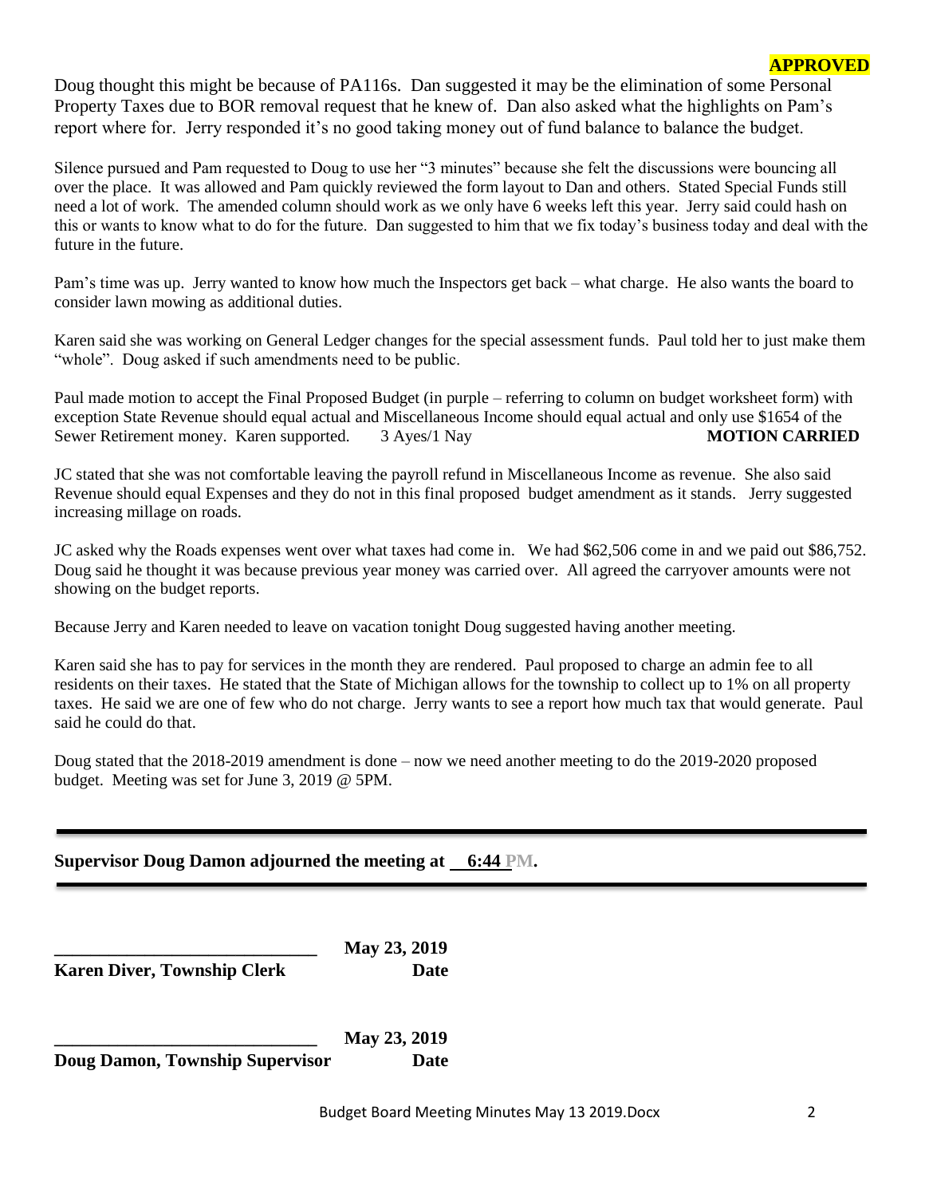**APPROVED**

Doug thought this might be because of PA116s. Dan suggested it may be the elimination of some Personal Property Taxes due to BOR removal request that he knew of. Dan also asked what the highlights on Pam's report where for. Jerry responded it's no good taking money out of fund balance to balance the budget.

Silence pursued and Pam requested to Doug to use her "3 minutes" because she felt the discussions were bouncing all over the place. It was allowed and Pam quickly reviewed the form layout to Dan and others. Stated Special Funds still need a lot of work. The amended column should work as we only have 6 weeks left this year. Jerry said could hash on this or wants to know what to do for the future. Dan suggested to him that we fix today's business today and deal with the future in the future.

Pam's time was up. Jerry wanted to know how much the Inspectors get back – what charge. He also wants the board to consider lawn mowing as additional duties.

Karen said she was working on General Ledger changes for the special assessment funds. Paul told her to just make them "whole". Doug asked if such amendments need to be public.

Paul made motion to accept the Final Proposed Budget (in purple – referring to column on budget worksheet form) with exception State Revenue should equal actual and Miscellaneous Income should equal actual and only use $1654 of the Sewer Retirement money. Karen supported. 3 Ayes/1 Nay **MOTION CARRIED**

JC stated that she was not comfortable leaving the payroll refund in Miscellaneous Income as revenue. She also said Revenue should equal Expenses and they do not in this final proposed budget amendment as it stands. Jerry suggested increasing millage on roads.

JC asked why the Roads expenses went over what taxes had come in. We had $62,506 come in and we paid out $86,752. Doug said he thought it was because previous year money was carried over. All agreed the carryover amounts were not showing on the budget reports.

Because Jerry and Karen needed to leave on vacation tonight Doug suggested having another meeting.

Karen said she has to pay for services in the month they are rendered. Paul proposed to charge an admin fee to all residents on their taxes. He stated that the State of Michigan allows for the township to collect up to 1% on all property taxes. He said we are one of few who do not charge. Jerry wants to see a report how much tax that would generate. Paul said he could do that.

Doug stated that the 2018-2019 amendment is done – now we need another meeting to do the 2019-2020 proposed budget. Meeting was set for June 3, 2019 @ 5PM.

---

**Supervisor Doug Damon adjourned the meeting at 6:44 PM.**

---

**\_\_\_\_\_\_\_\_\_\_\_\_\_\_\_\_\_\_\_\_\_\_\_\_\_\_\_\_ May 23, 2019**
**Karen Diver, Township Clerk Date**

**\_\_\_\_\_\_\_\_\_\_\_\_\_\_\_\_\_\_\_\_\_\_\_\_\_\_\_\_ May 23, 2019**
**Doug Damon, Township Supervisor Date**